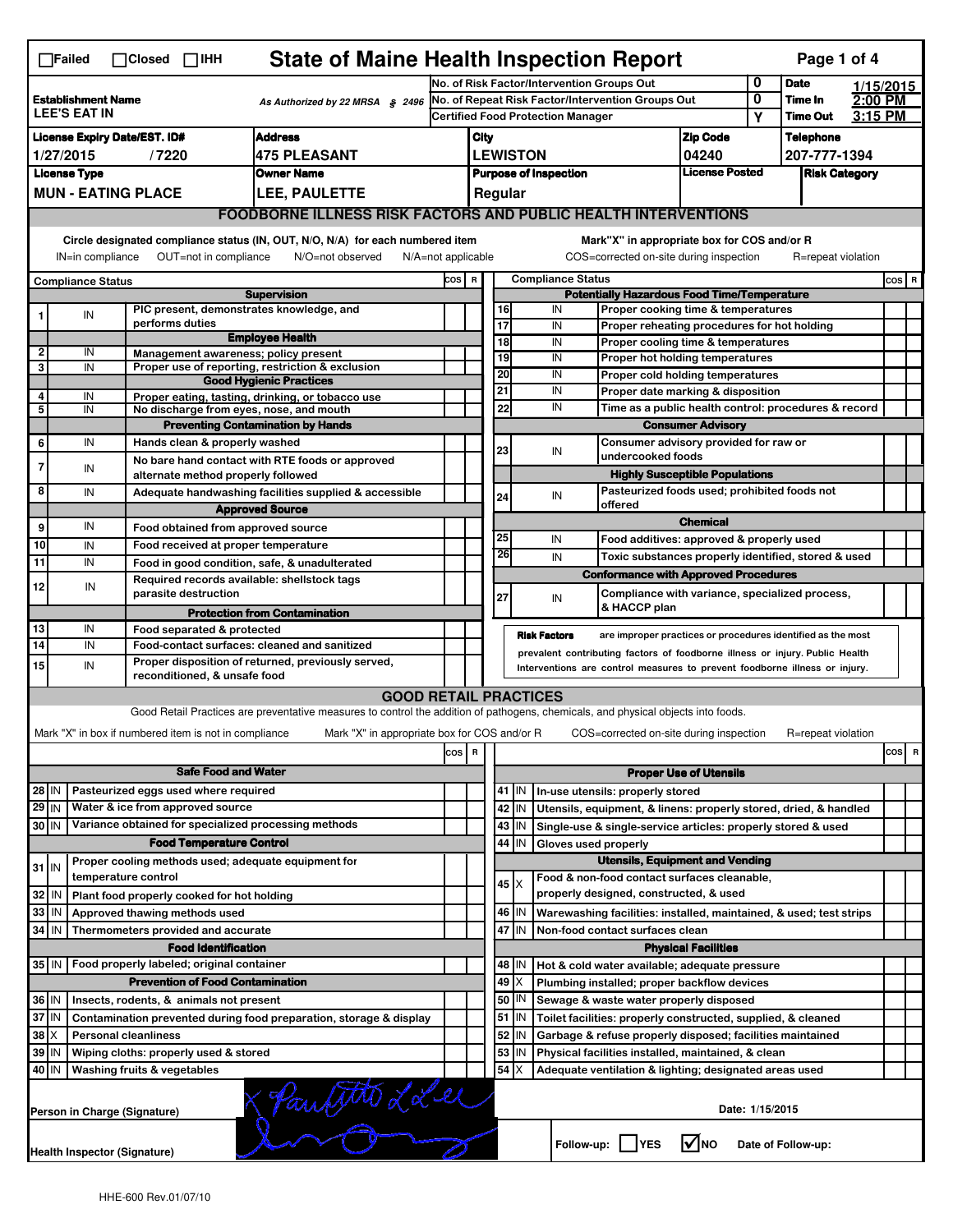# State of Maine Health Inspection Report

☐Failed ☐Closed ☐IHH

| | | | |
|---|---|---|---|
| **Establishment Name** LEE'S EAT IN | As Authorized by 22 MRSA § 2496 | No. of Risk Factor/Intervention Groups Out: 0 | **Date** 1/15/2015 |
| | | No. of Repeat Risk Factor/Intervention Groups Out: 0 | **Time In** 2:00 PM |
| | | Certified Food Protection Manager: Y | **Time Out** 3:15 PM |

| License Expiry Date/EST. ID# | Address | City | Zip Code | Telephone |
|---|---|---|---|---|
| 1/27/2015 / 7220 | 475 PLEASANT | LEWISTON | 04240 | 207-777-1394 |

| License Type | Owner Name | Purpose of Inspection | License Posted | Risk Category |
|---|---|---|---|---|
| MUN - EATING PLACE | LEE, PAULETTE | Regular | | |

## FOODBORNE ILLNESS RISK FACTORS AND PUBLIC HEALTH INTERVENTIONS

Circle designated compliance status (IN, OUT, N/O, N/A) for each numbered item
IN=in compliance OUT=not in compliance N/O=not observed N/A=not applicable

Mark "X" in appropriate box for COS and/or R
COS=corrected on-site during inspection R=repeat violation

| # | Compliance Status | Item | COS | R |
|---|---|---|---|---|
| | | **Supervision** | | |
| 1 | IN | PIC present, demonstrates knowledge, and performs duties | | |
| | | **Employee Health** | | |
| 2 | IN | Management awareness; policy present | | |
| 3 | IN | Proper use of reporting, restriction & exclusion | | |
| | | **Good Hygienic Practices** | | |
| 4 | IN | Proper eating, tasting, drinking, or tobacco use | | |
| 5 | IN | No discharge from eyes, nose, and mouth | | |
| | | **Preventing Contamination by Hands** | | |
| 6 | IN | Hands clean & properly washed | | |
| 7 | IN | No bare hand contact with RTE foods or approved alternate method properly followed | | |
| 8 | IN | Adequate handwashing facilities supplied & accessible | | |
| | | **Approved Source** | | |
| 9 | IN | Food obtained from approved source | | |
| 10 | IN | Food received at proper temperature | | |
| 11 | IN | Food in good condition, safe, & unadulterated | | |
| 12 | IN | Required records available: shellstock tags parasite destruction | | |
| | | **Protection from Contamination** | | |
| 13 | IN | Food separated & protected | | |
| 14 | IN | Food-contact surfaces: cleaned and sanitized | | |
| 15 | IN | Proper disposition of returned, previously served, reconditioned, & unsafe food | | |
| | | **Potentially Hazardous Food Time/Temperature** | | |
| 16 | IN | Proper cooking time & temperatures | | |
| 17 | IN | Proper reheating procedures for hot holding | | |
| 18 | IN | Proper cooling time & temperatures | | |
| 19 | IN | Proper hot holding temperatures | | |
| 20 | IN | Proper cold holding temperatures | | |
| 21 | IN | Proper date marking & disposition | | |
| 22 | IN | Time as a public health control: procedures & record | | |
| | | **Consumer Advisory** | | |
| 23 | IN | Consumer advisory provided for raw or undercooked foods | | |
| | | **Highly Susceptible Populations** | | |
| 24 | IN | Pasteurized foods used; prohibited foods not offered | | |
| | | **Chemical** | | |
| 25 | IN | Food additives: approved & properly used | | |
| 26 | IN | Toxic substances properly identified, stored & used | | |
| | | **Conformance with Approved Procedures** | | |
| 27 | IN | Compliance with variance, specialized process, & HACCP plan | | |

**Risk Factors** are improper practices or procedures identified as the most prevalent contributing factors of foodborne illness or injury. Public Health Interventions are control measures to prevent foodborne illness or injury.

## GOOD RETAIL PRACTICES

Good Retail Practices are preventative measures to control the addition of pathogens, chemicals, and physical objects into foods.

Mark "X" in box if numbered item is not in compliance. Mark "X" in appropriate box for COS and/or R. COS=corrected on-site during inspection R=repeat violation

| # | Status | Item | COS | R |
|---|---|---|---|---|
| | | **Safe Food and Water** | | |
| 28 | IN | Pasteurized eggs used where required | | |
| 29 | IN | Water & ice from approved source | | |
| 30 | IN | Variance obtained for specialized processing methods | | |
| | | **Food Temperature Control** | | |
| 31 | IN | Proper cooling methods used; adequate equipment for temperature control | | |
| 32 | IN | Plant food properly cooked for hot holding | | |
| 33 | IN | Approved thawing methods used | | |
| 34 | IN | Thermometers provided and accurate | | |
| | | **Food Identification** | | |
| 35 | IN | Food properly labeled; original container | | |
| | | **Prevention of Food Contamination** | | |
| 36 | IN | Insects, rodents, & animals not present | | |
| 37 | IN | Contamination prevented during food preparation, storage & display | | |
| 38 | X | Personal cleanliness | | |
| 39 | IN | Wiping cloths: properly used & stored | | |
| 40 | IN | Washing fruits & vegetables | | |
| | | **Proper Use of Utensils** | | |
| 41 | IN | In-use utensils: properly stored | | |
| 42 | IN | Utensils, equipment, & linens: properly stored, dried, & handled | | |
| 43 | IN | Single-use & single-service articles: properly stored & used | | |
| 44 | IN | Gloves used properly | | |
| | | **Utensils, Equipment and Vending** | | |
| 45 | X | Food & non-food contact surfaces cleanable, properly designed, constructed, & used | | |
| 46 | IN | Warewashing facilities: installed, maintained, & used; test strips | | |
| 47 | IN | Non-food contact surfaces clean | | |
| | | **Physical Facilities** | | |
| 48 | IN | Hot & cold water available; adequate pressure | | |
| 49 | X | Plumbing installed; proper backflow devices | | |
| 50 | IN | Sewage & waste water properly disposed | | |
| 51 | IN | Toilet facilities: properly constructed, supplied, & cleaned | | |
| 52 | IN | Garbage & refuse properly disposed; facilities maintained | | |
| 53 | IN | Physical facilities installed, maintained, & clean | | |
| 54 | X | Adequate ventilation & lighting; designated areas used | | |

Person in Charge (Signature): [signature]    Date: 1/15/2015

Health Inspector (Signature): [signature]    Follow-up: ☐YES ☑NO    Date of Follow-up:

HHE-600 Rev.01/07/10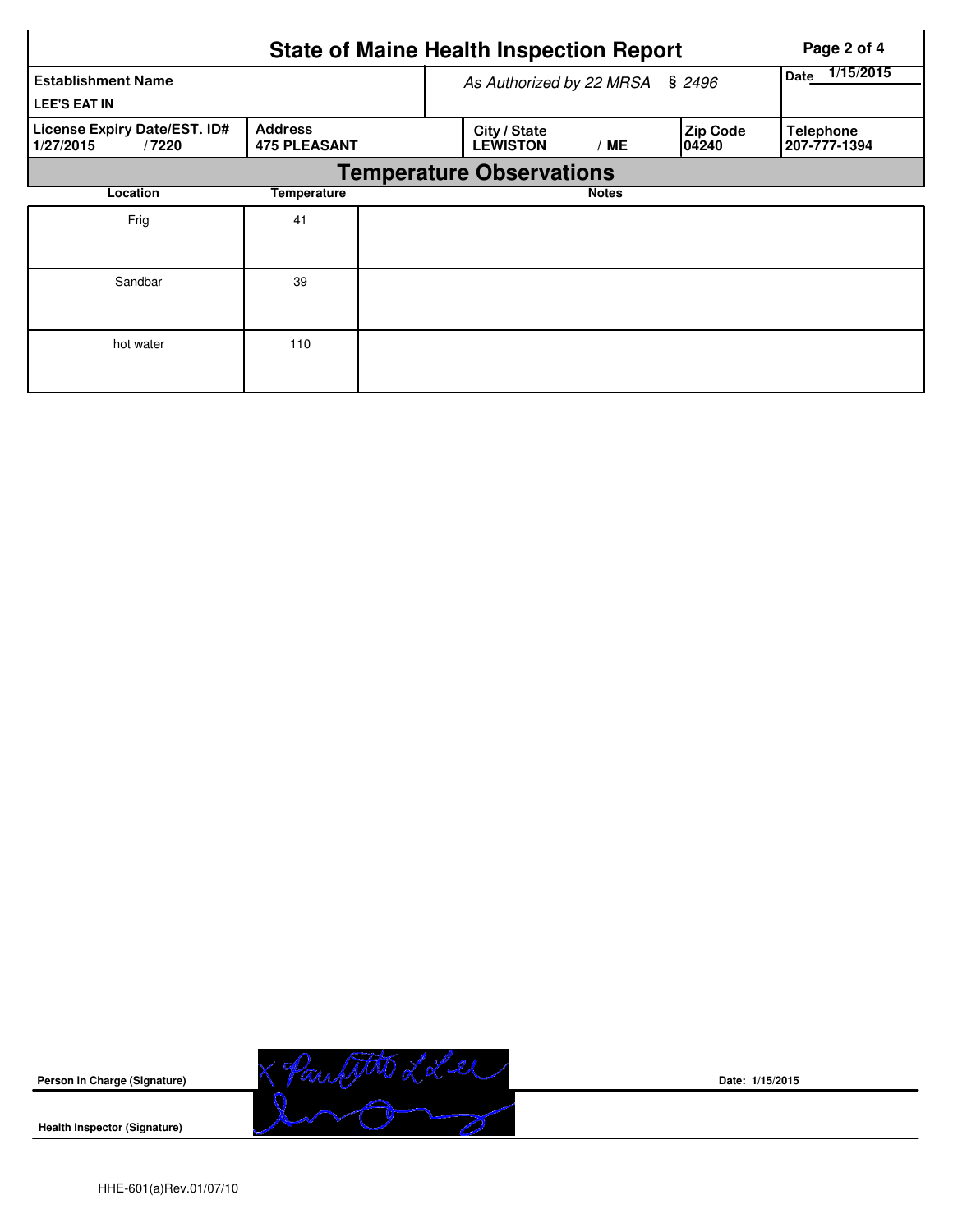# State of Maine Health Inspection Report

| Establishment Name | As Authorized by 22 MRSA § 2496 | | | Date 1/15/2015 |
|---|---|---|---|---|
| LEE'S EAT IN | | | | |

| License Expiry Date/EST. ID# | Address | City / State | Zip Code | Telephone |
|---|---|---|---|---|
| 1/27/2015 / 7220 | 475 PLEASANT | LEWISTON / ME | 04240 | 207-777-1394 |

## Temperature Observations

| Location | Temperature | Notes |
|---|---|---|
| Frig | 41 | |
| Sandbar | 39 | |
| hot water | 110 | |

**Person in Charge (Signature)**

**Date:** 1/15/2015

**Health Inspector (Signature)**

HHE-601(a)Rev.01/07/10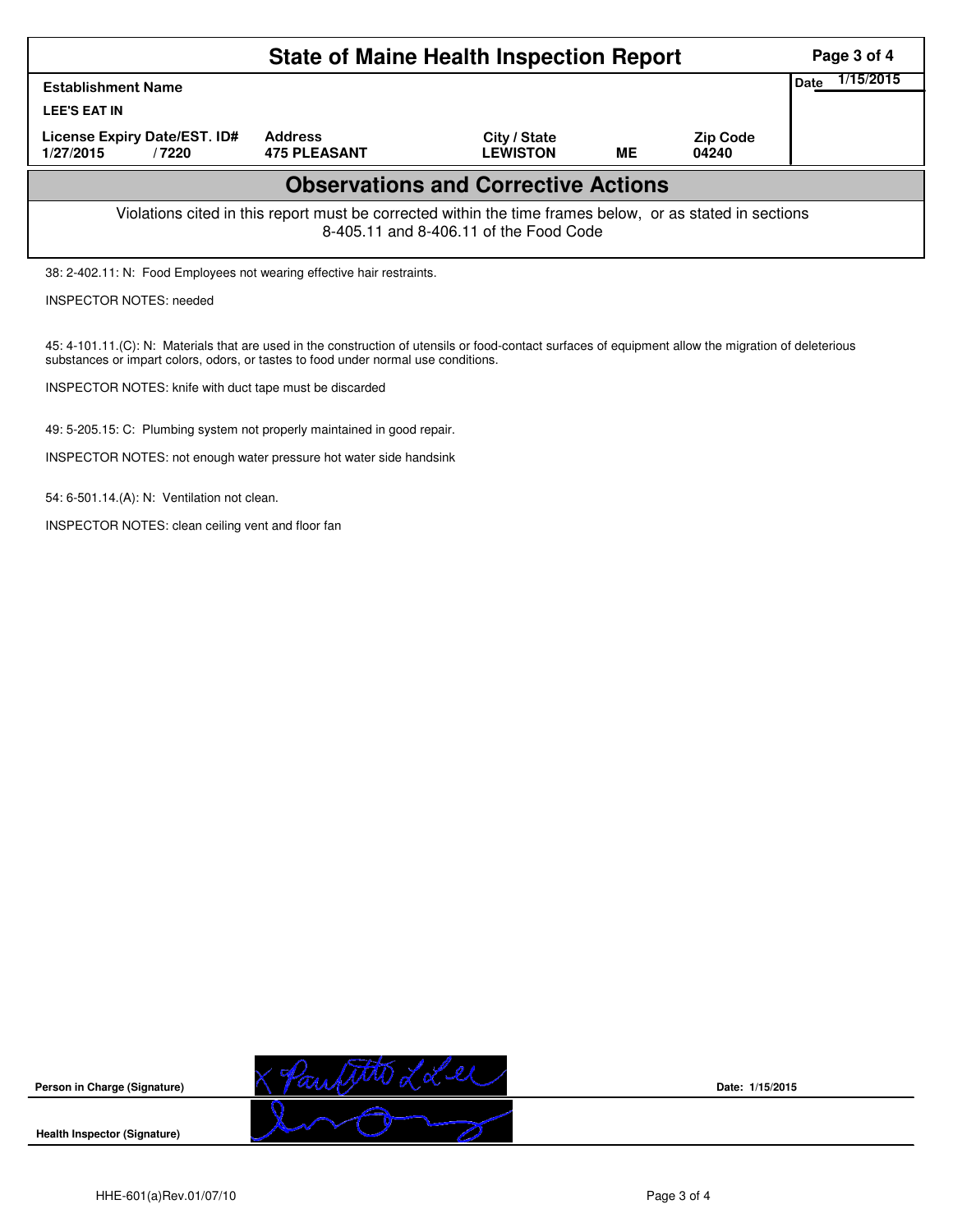# State of Maine Health Inspection Report

| Establishment Name | | | | | Date 1/15/2015 |
|---|---|---|---|---|---|
| LEE'S EAT IN | | | | | |
| License Expiry Date/EST. ID# | Address | City / State | | Zip Code | |
| 1/27/2015 / 7220 | 475 PLEASANT | LEWISTON | ME | 04240 | |

## Observations and Corrective Actions

Violations cited in this report must be corrected within the time frames below, or as stated in sections 8-405.11 and 8-406.11 of the Food Code

38: 2-402.11: N: Food Employees not wearing effective hair restraints.

INSPECTOR NOTES: needed

45: 4-101.11.(C): N: Materials that are used in the construction of utensils or food-contact surfaces of equipment allow the migration of deleterious substances or impart colors, odors, or tastes to food under normal use conditions.

INSPECTOR NOTES: knife with duct tape must be discarded

49: 5-205.15: C: Plumbing system not properly maintained in good repair.

INSPECTOR NOTES: not enough water pressure hot water side handsink

54: 6-501.14.(A): N: Ventilation not clean.

INSPECTOR NOTES: clean ceiling vent and floor fan

**Person in Charge (Signature)** &nbsp;&nbsp;&nbsp; **Date: 1/15/2015**

**Health Inspector (Signature)**

HHE-601(a)Rev.01/07/10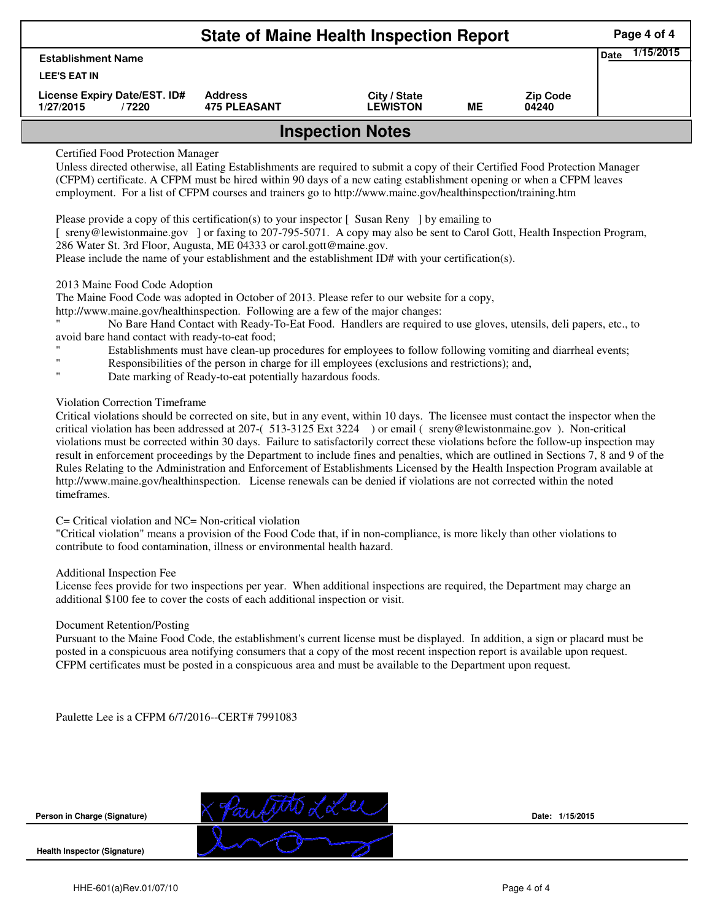# State of Maine Health Inspection Report

| Establishment Name | | | | | Date 1/15/2015 |
|---|---|---|---|---|---|
| LEE'S EAT IN | | | | | |
| License Expiry Date/EST. ID# | Address | City / State | | Zip Code | |
| 1/27/2015 / 7220 | 475 PLEASANT | LEWISTON | ME | 04240 | |

## Inspection Notes

Certified Food Protection Manager

Unless directed otherwise, all Eating Establishments are required to submit a copy of their Certified Food Protection Manager (CFPM) certificate. A CFPM must be hired within 90 days of a new eating establishment opening or when a CFPM leaves employment. For a list of CFPM courses and trainers go to http://www.maine.gov/healthinspection/training.htm

Please provide a copy of this certification(s) to your inspector [ Susan Reny ] by emailing to [ sreny@lewistonmaine.gov ] or faxing to 207-795-5071. A copy may also be sent to Carol Gott, Health Inspection Program, 286 Water St. 3rd Floor, Augusta, ME 04333 or carol.gott@maine.gov.

Please include the name of your establishment and the establishment ID# with your certification(s).

2013 Maine Food Code Adoption

The Maine Food Code was adopted in October of 2013. Please refer to our website for a copy, http://www.maine.gov/healthinspection. Following are a few of the major changes:

" No Bare Hand Contact with Ready-To-Eat Food. Handlers are required to use gloves, utensils, deli papers, etc., to avoid bare hand contact with ready-to-eat food;

" Establishments must have clean-up procedures for employees to follow following vomiting and diarrheal events;

" Responsibilities of the person in charge for ill employees (exclusions and restrictions); and,

" Date marking of Ready-to-eat potentially hazardous foods.

Violation Correction Timeframe

Critical violations should be corrected on site, but in any event, within 10 days. The licensee must contact the inspector when the critical violation has been addressed at 207-( 513-3125 Ext 3224 ) or email ( sreny@lewistonmaine.gov ). Non-critical violations must be corrected within 30 days. Failure to satisfactorily correct these violations before the follow-up inspection may result in enforcement proceedings by the Department to include fines and penalties, which are outlined in Sections 7, 8 and 9 of the Rules Relating to the Administration and Enforcement of Establishments Licensed by the Health Inspection Program available at http://www.maine.gov/healthinspection. License renewals can be denied if violations are not corrected within the noted timeframes.

C= Critical violation and NC= Non-critical violation

"Critical violation" means a provision of the Food Code that, if in non-compliance, is more likely than other violations to contribute to food contamination, illness or environmental health hazard.

Additional Inspection Fee

License fees provide for two inspections per year. When additional inspections are required, the Department may charge an additional $100 fee to cover the costs of each additional inspection or visit.

Document Retention/Posting

Pursuant to the Maine Food Code, the establishment's current license must be displayed. In addition, a sign or placard must be posted in a conspicuous area notifying consumers that a copy of the most recent inspection report is available upon request. CFPM certificates must be posted in a conspicuous area and must be available to the Department upon request.

Paulette Lee is a CFPM 6/7/2016--CERT# 7991083

**Person in Charge (Signature)** Date: 1/15/2015

**Health Inspector (Signature)**

HHE-601(a)Rev.01/07/10